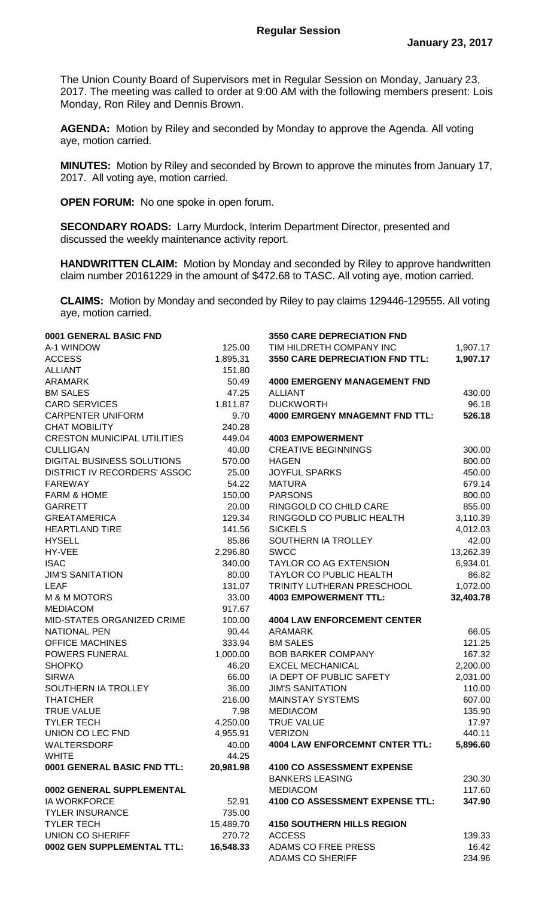# Regular Session

**January 23, 2017**

The Union County Board of Supervisors met in Regular Session on Monday, January 23, 2017. The meeting was called to order at 9:00 AM with the following members present: Lois Monday, Ron Riley and Dennis Brown.

**AGENDA:** Motion by Riley and seconded by Monday to approve the Agenda. All voting aye, motion carried.

**MINUTES:** Motion by Riley and seconded by Brown to approve the minutes from January 17, 2017. All voting aye, motion carried.

**OPEN FORUM:** No one spoke in open forum.

**SECONDARY ROADS:** Larry Murdock, Interim Department Director, presented and discussed the weekly maintenance activity report.

**HANDWRITTEN CLAIM:** Motion by Monday and seconded by Riley to approve handwritten claim number 20161229 in the amount of $472.68 to TASC. All voting aye, motion carried.

**CLAIMS:** Motion by Monday and seconded by Riley to pay claims 129446-129555. All voting aye, motion carried.

| | |
|---|---|
| **0001 GENERAL BASIC FND** | |
| A-1 WINDOW | 125.00 |
| ACCESS | 1,895.31 |
| ALLIANT | 151.80 |
| ARAMARK | 50.49 |
| BM SALES | 47.25 |
| CARD SERVICES | 1,811.87 |
| CARPENTER UNIFORM | 9.70 |
| CHAT MOBILITY | 240.28 |
| CRESTON MUNICIPAL UTILITIES | 449.04 |
| CULLIGAN | 40.00 |
| DIGITAL BUSINESS SOLUTIONS | 570.00 |
| DISTRICT IV RECORDERS' ASSOC | 25.00 |
| FAREWAY | 54.22 |
| FARM & HOME | 150.00 |
| GARRETT | 20.00 |
| GREATAMERICA | 129.34 |
| HEARTLAND TIRE | 141.56 |
| HYSELL | 85.86 |
| HY-VEE | 2,296.80 |
| ISAC | 340.00 |
| JIM'S SANITATION | 80.00 |
| LEAF | 131.07 |
| M & M MOTORS | 33.00 |
| MEDIACOM | 917.67 |
| MID-STATES ORGANIZED CRIME | 100.00 |
| NATIONAL PEN | 90.44 |
| OFFICE MACHINES | 333.94 |
| POWERS FUNERAL | 1,000.00 |
| SHOPKO | 46.20 |
| SIRWA | 66.00 |
| SOUTHERN IA TROLLEY | 36.00 |
| THATCHER | 216.00 |
| TRUE VALUE | 7.98 |
| TYLER TECH | 4,250.00 |
| UNION CO LEC FND | 4,955.91 |
| WALTERSDORF | 40.00 |
| WHITE | 44.25 |
| **0001 GENERAL BASIC FND TTL:** | **20,981.98** |
| | |
| **0002 GENERAL SUPPLEMENTAL** | |
| IA WORKFORCE | 52.91 |
| TYLER INSURANCE | 735.00 |
| TYLER TECH | 15,489.70 |
| UNION CO SHERIFF | 270.72 |
| **0002 GEN SUPPLEMENTAL TTL:** | **16,548.33** |
| | |
| **3550 CARE DEPRECIATION FND** | |
| TIM HILDRETH COMPANY INC | 1,907.17 |
| **3550 CARE DEPRECIATION FND TTL:** | **1,907.17** |
| | |
| **4000 EMERGENY MANAGEMENT FND** | |
| ALLIANT | 430.00 |
| DUCKWORTH | 96.18 |
| **4000 EMRGENY MNAGEMNT FND TTL:** | **526.18** |
| | |
| **4003 EMPOWERMENT** | |
| CREATIVE BEGINNINGS | 300.00 |
| HAGEN | 800.00 |
| JOYFUL SPARKS | 450.00 |
| MATURA | 679.14 |
| PARSONS | 800.00 |
| RINGGOLD CO CHILD CARE | 855.00 |
| RINGGOLD CO PUBLIC HEALTH | 3,110.39 |
| SICKELS | 4,012.03 |
| SOUTHERN IA TROLLEY | 42.00 |
| SWCC | 13,262.39 |
| TAYLOR CO AG EXTENSION | 6,934.01 |
| TAYLOR CO PUBLIC HEALTH | 86.82 |
| TRINITY LUTHERAN PRESCHOOL | 1,072.00 |
| **4003 EMPOWERMENT TTL:** | **32,403.78** |
| | |
| **4004 LAW ENFORCEMENT CENTER** | |
| ARAMARK | 66.05 |
| BM SALES | 121.25 |
| BOB BARKER COMPANY | 167.32 |
| EXCEL MECHANICAL | 2,200.00 |
| IA DEPT OF PUBLIC SAFETY | 2,031.00 |
| JIM'S SANITATION | 110.00 |
| MAINSTAY SYSTEMS | 607.00 |
| MEDIACOM | 135.90 |
| TRUE VALUE | 17.97 |
| VERIZON | 440.11 |
| **4004 LAW ENFORCEMNT CNTER TTL:** | **5,896.60** |
| | |
| **4100 CO ASSESSMENT EXPENSE** | |
| BANKERS LEASING | 230.30 |
| MEDIACOM | 117.60 |
| **4100 CO ASSESSMENT EXPENSE TTL:** | **347.90** |
| | |
| **4150 SOUTHERN HILLS REGION** | |
| ACCESS | 139.33 |
| ADAMS CO FREE PRESS | 16.42 |
| ADAMS CO SHERIFF | 234.96 |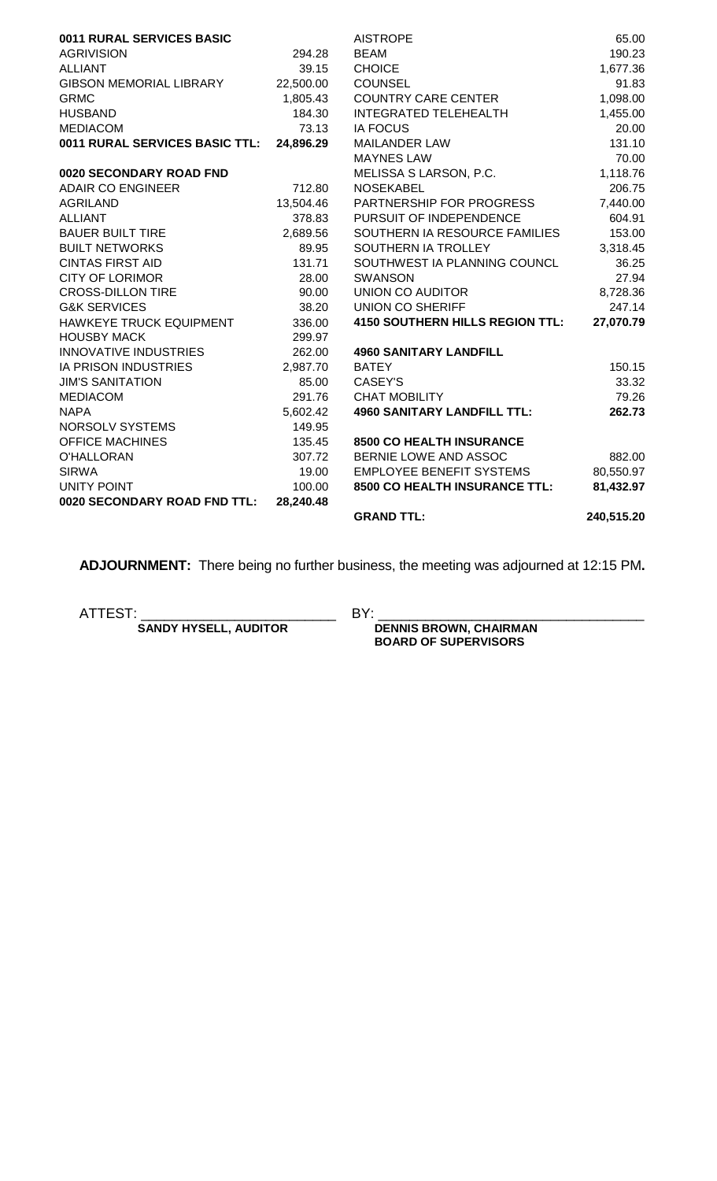| | |
|---|---|
| **0011 RURAL SERVICES BASIC** | |
| AGRIVISION | 294.28 |
| ALLIANT | 39.15 |
| GIBSON MEMORIAL LIBRARY | 22,500.00 |
| GRMC | 1,805.43 |
| HUSBAND | 184.30 |
| MEDIACOM | 73.13 |
| **0011 RURAL SERVICES BASIC TTL:** | **24,896.29** |
| | |
| **0020 SECONDARY ROAD FND** | |
| ADAIR CO ENGINEER | 712.80 |
| AGRILAND | 13,504.46 |
| ALLIANT | 378.83 |
| BAUER BUILT TIRE | 2,689.56 |
| BUILT NETWORKS | 89.95 |
| CINTAS FIRST AID | 131.71 |
| CITY OF LORIMOR | 28.00 |
| CROSS-DILLON TIRE | 90.00 |
| G&K SERVICES | 38.20 |
| HAWKEYE TRUCK EQUIPMENT | 336.00 |
| HOUSBY MACK | 299.97 |
| INNOVATIVE INDUSTRIES | 262.00 |
| IA PRISON INDUSTRIES | 2,987.70 |
| JIM'S SANITATION | 85.00 |
| MEDIACOM | 291.76 |
| NAPA | 5,602.42 |
| NORSOLV SYSTEMS | 149.95 |
| OFFICE MACHINES | 135.45 |
| O'HALLORAN | 307.72 |
| SIRWA | 19.00 |
| UNITY POINT | 100.00 |
| **0020 SECONDARY ROAD FND TTL:** | **28,240.48** |
| AISTROPE | 65.00 |
| BEAM | 190.23 |
| CHOICE | 1,677.36 |
| COUNSEL | 91.83 |
| COUNTRY CARE CENTER | 1,098.00 |
| INTEGRATED TELEHEALTH | 1,455.00 |
| IA FOCUS | 20.00 |
| MAILANDER LAW | 131.10 |
| MAYNES LAW | 70.00 |
| MELISSA S LARSON, P.C. | 1,118.76 |
| NOSEKABEL | 206.75 |
| PARTNERSHIP FOR PROGRESS | 7,440.00 |
| PURSUIT OF INDEPENDENCE | 604.91 |
| SOUTHERN IA RESOURCE FAMILIES | 153.00 |
| SOUTHERN IA TROLLEY | 3,318.45 |
| SOUTHWEST IA PLANNING COUNCL | 36.25 |
| SWANSON | 27.94 |
| UNION CO AUDITOR | 8,728.36 |
| UNION CO SHERIFF | 247.14 |
| **4150 SOUTHERN HILLS REGION TTL:** | **27,070.79** |
| | |
| **4960 SANITARY LANDFILL** | |
| BATEY | 150.15 |
| CASEY'S | 33.32 |
| CHAT MOBILITY | 79.26 |
| **4960 SANITARY LANDFILL TTL:** | **262.73** |
| | |
| **8500 CO HEALTH INSURANCE** | |
| BERNIE LOWE AND ASSOC | 882.00 |
| EMPLOYEE BENEFIT SYSTEMS | 80,550.97 |
| **8500 CO HEALTH INSURANCE TTL:** | **81,432.97** |
| | |
| **GRAND TTL:** | **240,515.20** |

**ADJOURNMENT:** There being no further business, the meeting was adjourned at 12:15 PM**.**

ATTEST: ______________________ BY: ______________________________

**SANDY HYSELL, AUDITOR** **DENNIS BROWN, CHAIRMAN**
**BOARD OF SUPERVISORS**